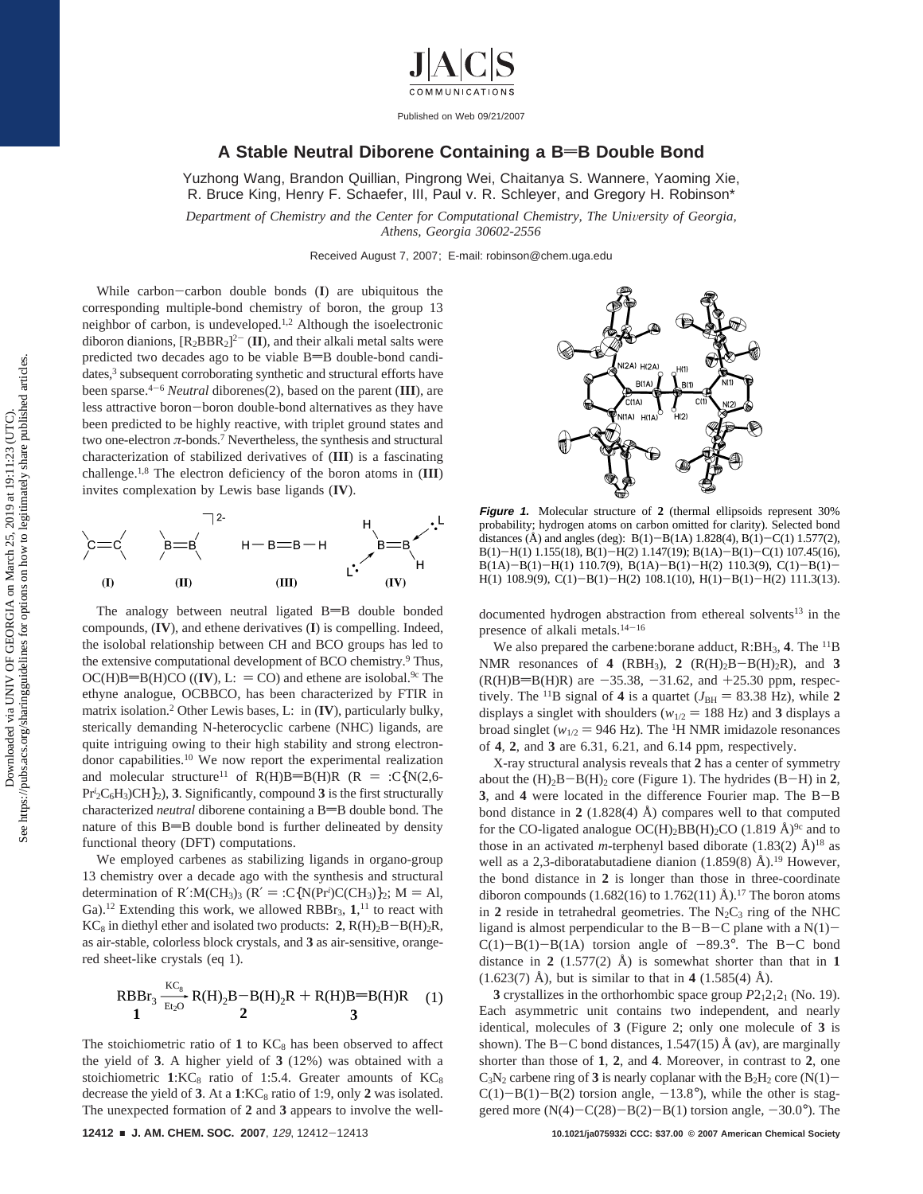# A Stable Neutral Diborene Containing a B=B Double Bond

Yuzhong Wang, Brandon Quillian, Pingrong Wei, Chaitanya S. Wannere, Yaoming Xie, R. Bruce King, Henry F. Schaefer, III, Paul v. R. Schleyer, and Gregory H. Robinson*

*Department of Chemistry and the Center for Computational Chemistry, The University of Georgia, Athens, Georgia 30602-2556*

Received August 7, 2007; E-mail: robinson@chem.uga.edu

While carbon−carbon double bonds (**I**) are ubiquitous the corresponding multiple-bond chemistry of boron, the group 13 neighbor of carbon, is undeveloped.[1,2] Although the isoelectronic diboron dianions, $[R_2BBR_2]^{2-}$ (**II**), and their alkali metal salts were predicted two decades ago to be viable B=B double-bond candidates,[3] subsequent corroborating synthetic and structural efforts have been sparse.[4−6] *Neutral* diborenes(2), based on the parent (**III**), are less attractive boron−boron double-bond alternatives as they have been predicted to be highly reactive, with triplet ground states and two one-electron π-bonds.[7] Nevertheless, the synthesis and structural characterization of stabilized derivatives of (**III**) is a fascinating challenge.[1,8] The electron deficiency of the boron atoms in (**III**) invites complexation by Lewis base ligands (**IV**).

(**I**) (**II**) (**III**) (**IV**)

The analogy between neutral ligated B=B double bonded compounds, (**IV**), and ethene derivatives (**I**) is compelling. Indeed, the isolobal relationship between CH and BCO groups has led to the extensive computational development of BCO chemistry.[9] Thus, OC(H)B=B(H)CO ((**IV**), L: = CO) and ethene are isolobal.[9c] The ethyne analogue, OCBBCO, has been characterized by FTIR in matrix isolation.[2] Other Lewis bases, L: in (**IV**), particularly bulky, sterically demanding N-heterocyclic carbene (NHC) ligands, are quite intriguing owing to their high stability and strong electron-donor capabilities.[10] We now report the experimental realization and molecular structure[11] of R(H)B=B(H)R (R = :C{N(2,6-$Pr^i_2C_6H_3$)CH}$_2$), **3**. Significantly, compound **3** is the first structurally characterized *neutral* diborene containing a B=B double bond. The nature of this B=B double bond is further delineated by density functional theory (DFT) computations.

We employed carbenes as stabilizing ligands in organo-group 13 chemistry over a decade ago with the synthesis and structural determination of R′:M$(CH_3)_3$ (R′ = :C{N(Pr$^i$)C(CH$_3$)}$_2$; M = Al, Ga).[12] Extending this work, we allowed $RBBr_3$, **1**,[11] to react with $KC_8$ in diethyl ether and isolated two products: **2**, $R(H)_2B-B(H)_2R$, as air-stable, colorless block crystals, and **3** as air-sensitive, orange-red sheet-like crystals (eq 1).

$$\underset{\mathbf{1}}{RBBr_3} \xrightarrow[Et_2O]{KC_8} \underset{\mathbf{2}}{R(H)_2B-B(H)_2R} + \underset{\mathbf{3}}{R(H)B{=}B(H)R} \quad (1)$$

The stoichiometric ratio of **1** to $KC_8$ has been observed to affect the yield of **3**. A higher yield of **3** (12%) was obtained with a stoichiometric **1**:$KC_8$ ratio of 1:5.4. Greater amounts of $KC_8$ decrease the yield of **3**. At a **1**:$KC_8$ ratio of 1:9, only **2** was isolated. The unexpected formation of **2** and **3** appears to involve the well-documented hydrogen abstraction from ethereal solvents[13] in the presence of alkali metals.[14−16]

**Figure 1.** Molecular structure of **2** (thermal ellipsoids represent 30% probability; hydrogen atoms on carbon omitted for clarity). Selected bond distances (Å) and angles (deg): B(1)−B(1A) 1.828(4), B(1)−C(1) 1.577(2), B(1)−H(1) 1.155(18), B(1)−H(2) 1.147(19); B(1A)−B(1)−C(1) 107.45(16), B(1A)−B(1)−H(1) 110.7(9), B(1A)−B(1)−H(2) 110.3(9), C(1)−B(1)−H(1) 108.9(9), C(1)−B(1)−H(2) 108.1(10), H(1)−B(1)−H(2) 111.3(13).

We also prepared the carbene:borane adduct, R:$BH_3$, **4**. The $^{11}$B NMR resonances of **4** ($RBH_3$), **2** ($R(H)_2B-B(H)_2R$), and **3** (R(H)B=B(H)R) are −35.38, −31.62, and +25.30 ppm, respectively. The $^{11}$B signal of **4** is a quartet ($J_{BH}$ = 83.38 Hz), while **2** displays a singlet with shoulders ($w_{1/2}$ = 188 Hz) and **3** displays a broad singlet ($w_{1/2}$ = 946 Hz). The $^1$H NMR imidazole resonances of **4**, **2**, and **3** are 6.31, 6.21, and 6.14 ppm, respectively.

X-ray structural analysis reveals that **2** has a center of symmetry about the $(H)_2B-B(H)_2$ core (Figure 1). The hydrides (B−H) in **2**, **3**, and **4** were located in the difference Fourier map. The B−B bond distance in **2** (1.828(4) Å) compares well to that computed for the CO-ligated analogue $OC(H)_2BB(H)_2CO$ (1.819 Å)[9c] and to those in an activated *m*-terphenyl based diborate (1.83(2) Å)[18] as well as a 2,3-diboratabutadiene dianion (1.859(8) Å).[19] However, the bond distance in **2** is longer than those in three-coordinate diboron compounds (1.682(16) to 1.762(11) Å).[17] The boron atoms in **2** reside in tetrahedral geometries. The $N_2C_3$ ring of the NHC ligand is almost perpendicular to the B−B−C plane with a N(1)−C(1)−B(1)−B(1A) torsion angle of −89.3°. The B−C bond distance in **2** (1.577(2) Å) is somewhat shorter than that in **1** (1.623(7) Å), but is similar to that in **4** (1.585(4) Å).

**3** crystallizes in the orthorhombic space group $P2_12_12_1$ (No. 19). Each asymmetric unit contains two independent, and nearly identical, molecules of **3** (Figure 2; only one molecule of **3** is shown). The B−C bond distances, 1.547(15) Å (av), are marginally shorter than those of **1**, **2**, and **4**. Moreover, in contrast to **2**, one $C_3N_2$ carbene ring of **3** is nearly coplanar with the $B_2H_2$ core (N(1)−C(1)−B(1)−B(2) torsion angle, −13.8°), while the other is staggered more (N(4)−C(28)−B(2)−B(1) torsion angle, −30.0°). The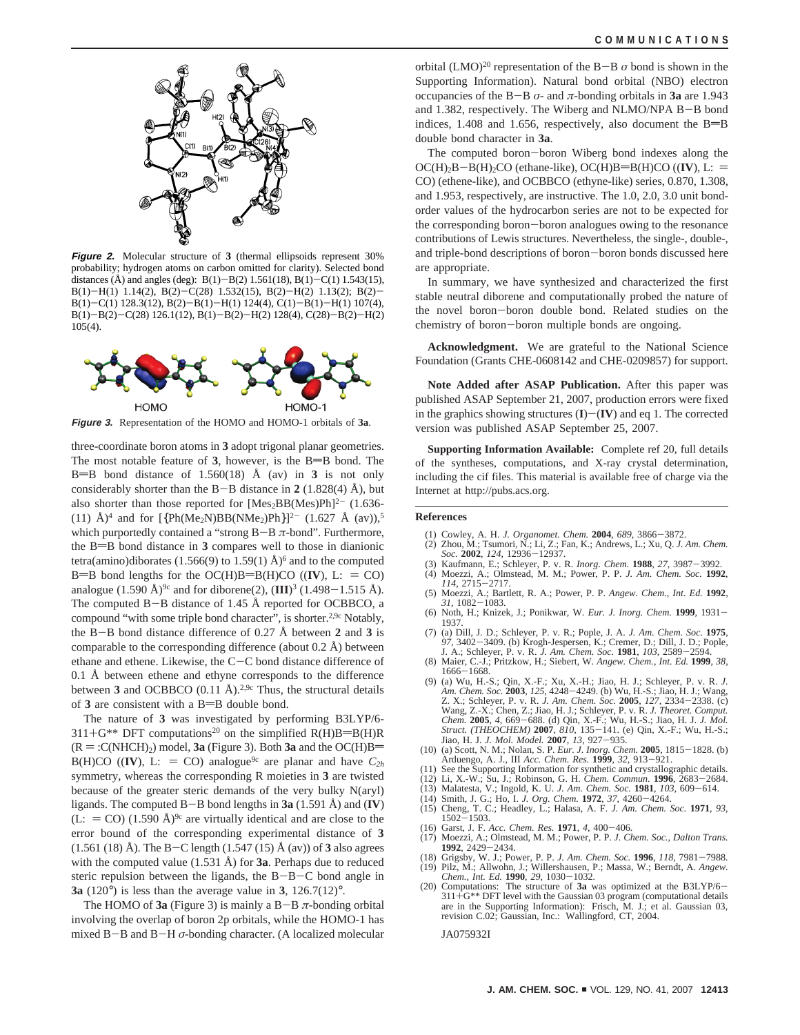**Figure 2.** Molecular structure of **3** (thermal ellipsoids represent 30% probability; hydrogen atoms on carbon omitted for clarity). Selected bond distances (Å) and angles (deg): B(1)−B(2) 1.561(18), B(1)−C(1) 1.543(15), B(1)−H(1) 1.14(2), B(2)−C(28) 1.532(15), B(2)−H(2) 1.13(2); B(2)−B(1)−C(1) 128.3(12), B(2)−B(1)−H(1) 124(4), C(1)−B(1)−H(1) 107(4), B(1)−B(2)−C(28) 126.1(12), B(1)−B(2)−H(2) 128(4), C(28)−B(2)−H(2) 105(4).

HOMO

HOMO-1

**Figure 3.** Representation of the HOMO and HOMO-1 orbitals of **3a**.

three-coordinate boron atoms in **3** adopt trigonal planar geometries. The most notable feature of **3**, however, is the B═B bond. The B═B bond distance of 1.560(18) Å (av) in **3** is not only considerably shorter than the B−B distance in **2** (1.828(4) Å), but also shorter than those reported for $[Mes_2BB(Mes)Ph]^{2-}$ (1.636-(11) Å)[4] and for $[\{Ph(Me_2N)BB(NMe_2)Ph\}]^{2-}$ (1.627 Å (av)),[5] which purportedly contained a "strong B−B π-bond". Furthermore, the B═B bond distance in **3** compares well to those in dianionic tetra(amino)diborates (1.566(9) to 1.59(1) Å)[6] and to the computed B═B bond lengths for the OC(H)B═B(H)CO ((**IV**), L: = CO) analogue (1.590 Å)[9c] and for diborene(2), (**III**)[3] (1.498−1.515 Å). The computed B−B distance of 1.45 Å reported for OCBBCO, a compound "with some triple bond character", is shorter.[2,9c] Notably, the B−B bond distance difference of 0.27 Å between **2** and **3** is comparable to the corresponding difference (about 0.2 Å) between ethane and ethene. Likewise, the C−C bond distance difference of 0.1 Å between ethene and ethyne corresponds to the difference between **3** and OCBBCO (0.11 Å).[2,9c] Thus, the structural details of **3** are consistent with a B═B double bond.

The nature of **3** was investigated by performing B3LYP/6-311+G** DFT computations[20] on the simplified R(H)B═B(H)R (R = :C(NHCH)$_2$) model, **3a** (Figure 3). Both **3a** and the OC(H)B═B(H)CO ((**IV**), L: = CO) analogue[9c] are planar and have $C_{2h}$ symmetry, whereas the corresponding R moieties in **3** are twisted because of the greater steric demands of the very bulky N(aryl) ligands. The computed B−B bond lengths in **3a** (1.591 Å) and (**IV**) (L: = CO) (1.590 Å)[9c] are virtually identical and are close to the error bound of the corresponding experimental distance of **3** (1.561 (18) Å). The B−C length (1.547 (15) Å (av)) of **3** also agrees with the computed value (1.531 Å) for **3a**. Perhaps due to reduced steric repulsion between the ligands, the B−B−C bond angle in **3a** (120°) is less than the average value in **3**, 126.7(12)°.

The HOMO of **3a** (Figure 3) is mainly a B−B π-bonding orbital involving the overlap of boron 2p orbitals, while the HOMO-1 has mixed B−B and B−H σ-bonding character. (A localized molecular orbital (LMO)[20] representation of the B−B σ bond is shown in the Supporting Information). Natural bond orbital (NBO) electron occupancies of the B−B σ- and π-bonding orbitals in **3a** are 1.943 and 1.382, respectively. The Wiberg and NLMO/NPA B−B bond indices, 1.408 and 1.656, respectively, also document the B═B double bond character in **3a**.

The computed boron−boron Wiberg bond indexes along the $OC(H)_2B{-}B(H)_2CO$ (ethane-like), OC(H)B═B(H)CO ((**IV**), L: = CO) (ethene-like), and OCBBCO (ethyne-like) series, 0.870, 1.308, and 1.953, respectively, are instructive. The 1.0, 2.0, 3.0 unit bond-order values of the hydrocarbon series are not to be expected for the corresponding boron−boron analogues owing to the resonance contributions of Lewis structures. Nevertheless, the single-, double-, and triple-bond descriptions of boron−boron bonds discussed here are appropriate.

In summary, we have synthesized and characterized the first stable neutral diborene and computationally probed the nature of the novel boron−boron double bond. Related studies on the chemistry of boron−boron multiple bonds are ongoing.

**Acknowledgment.** We are grateful to the National Science Foundation (Grants CHE-0608142 and CHE-0209857) for support.

**Note Added after ASAP Publication.** After this paper was published ASAP September 21, 2007, production errors were fixed in the graphics showing structures (**I**)−(**IV**) and eq 1. The corrected version was published ASAP September 25, 2007.

**Supporting Information Available:** Complete ref 20, full details of the syntheses, computations, and X-ray crystal determination, including the cif files. This material is available free of charge via the Internet at http://pubs.acs.org.

## References

(1) Cowley, A. H. *J. Organomet. Chem.* **2004**, *689*, 3866−3872.
(2) Zhou, M.; Tsumori, N.; Li, Z.; Fan, K.; Andrews, L.; Xu, Q. *J. Am. Chem. Soc.* **2002**, *124*, 12936−12937.
(3) Kaufmann, E.; Schleyer, P. v. R. *Inorg. Chem.* **1988**, *27*, 3987−3992.
(4) Moezzi, A.; Olmstead, M. M.; Power, P. P. *J. Am. Chem. Soc.* **1992**, *114*, 2715−2717.
(5) Moezzi, A.; Bartlett, R. A.; Power, P. P. *Angew. Chem., Int. Ed.* **1992**, *31*, 1082−1083.
(6) Noth, H.; Knizek, J.; Ponikwar, W. *Eur. J. Inorg. Chem.* **1999**, 1931−1937.
(7) (a) Dill, J. D.; Schleyer, P. v. R.; Pople, J. A. *J. Am. Chem. Soc.* **1975**, *97*, 3402−3409. (b) Krogh-Jespersen, K.; Cremer, D.; Dill, J. D.; Pople, J. A.; Schleyer, P. v. R. *J. Am. Chem. Soc.* **1981**, *103*, 2589−2594.
(8) Maier, C.-J.; Pritzkow, H.; Siebert, W. *Angew. Chem., Int. Ed.* **1999**, *38*, 1666−1668.
(9) (a) Wu, H.-S.; Qin, X.-F.; Xu, X.-H.; Jiao, H. J.; Schleyer, P. v. R. *J. Am. Chem. Soc.* **2003**, *125*, 4248−4249. (b) Wu, H.-S.; Jiao, H. J.; Wang, Z. X.; Schleyer, P. v. R. *J. Am. Chem. Soc.* **2005**, *127*, 2334−2338. (c) Wang, Z.-X.; Chen, Z.; Jiao, H. J.; Schleyer, P. v. R. *J. Theoret. Comput. Chem.* **2005**, *4*, 669−688. (d) Qin, X.-F.; Wu, H.-S.; Jiao, H. J. *J. Mol. Struct. (THEOCHEM)* **2007**, *810*, 135−141. (e) Qin, X.-F.; Wu, H.-S.; Jiao, H. J. *J. Mol. Model.* **2007**, *13*, 927−935.
(10) (a) Scott, N. M.; Nolan, S. P. *Eur. J. Inorg. Chem.* **2005**, 1815−1828. (b) Arduengo, A. J., III *Acc. Chem. Res.* **1999**, *32*, 913−921.
(11) See the Supporting Information for synthetic and crystallographic details.
(12) Li, X.-W.; Su, J.; Robinson, G. H. *Chem. Commun.* **1996**, 2683−2684.
(13) Malatesta, V.; Ingold, K. U. *J. Am. Chem. Soc.* **1981**, *103*, 609−614.
(14) Smith, J. G.; Ho, I. *J. Org. Chem.* **1972**, *37*, 4260−4264.
(15) Cheng, T. C.; Headley, L.; Halasa, A. F. *J. Am. Chem. Soc.* **1971**, *93*, 1502−1503.
(16) Garst, J. F. *Acc. Chem. Res.* **1971**, *4*, 400−406.
(17) Moezzi, A.; Olmstead, M. M.; Power, P. P. *J. Chem. Soc., Dalton Trans.* **1992**, 2429−2434.
(18) Grigsby, W. J.; Power, P. P. *J. Am. Chem. Soc.* **1996**, *118*, 7981−7988.
(19) Pilz, M.; Allwohn, J.; Willershausen, P.; Massa, W.; Berndt, A. *Angew. Chem., Int. Ed.* **1990**, *29*, 1030−1032.
(20) Computations: The structure of **3a** was optimized at the B3LYP/6−311+G** DFT level with the Gaussian 03 program (computational details are in the Supporting Information): Frisch, M. J.; et al. Gaussian 03, revision C.02; Gaussian, Inc.: Wallingford, CT, 2004.

JA075932I